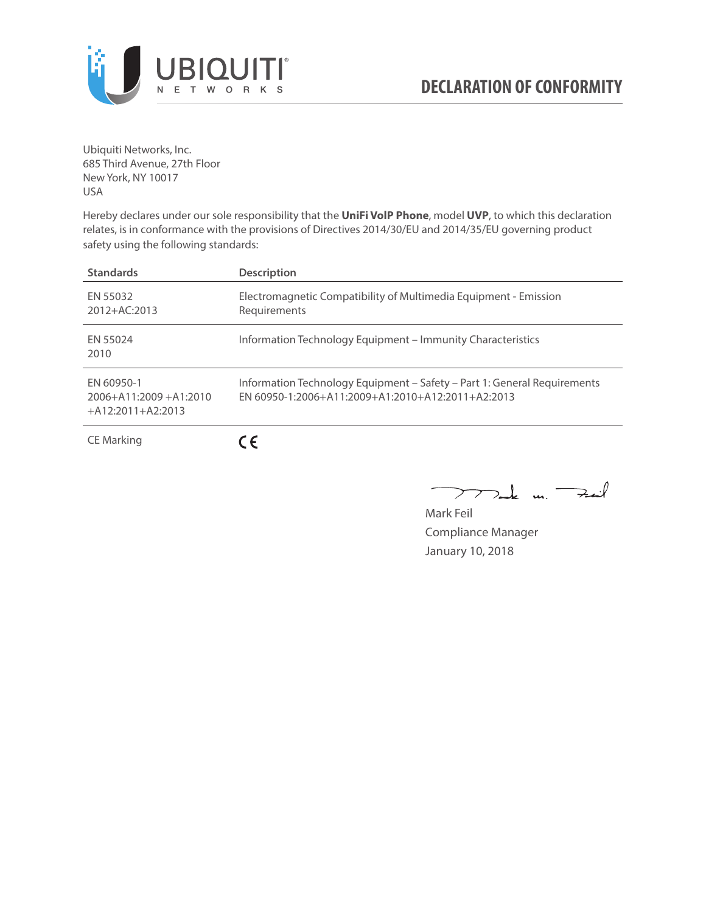# DECLARATION OF CONFORMITY

Ubiquiti Networks, Inc.
685 Third Avenue, 27th Floor
New York, NY 10017
USA

Hereby declares under our sole responsibility that the **UniFi VoIP Phone**, model **UVP**, to which this declaration relates, is in conformance with the provisions of Directives 2014/30/EU and 2014/35/EU governing product safety using the following standards:

| Standards | Description |
|---|---|
| EN 55032 2012+AC:2013 | Electromagnetic Compatibility of Multimedia Equipment - Emission Requirements |
| EN 55024 2010 | Information Technology Equipment – Immunity Characteristics |
| EN 60950-1 2006+A11:2009 +A1:2010 +A12:2011+A2:2013 | Information Technology Equipment – Safety – Part 1: General Requirements EN 60950-1:2006+A11:2009+A1:2010+A12:2011+A2:2013 |
| CE Marking | CE |

Mark Feil
Compliance Manager
January 10, 2018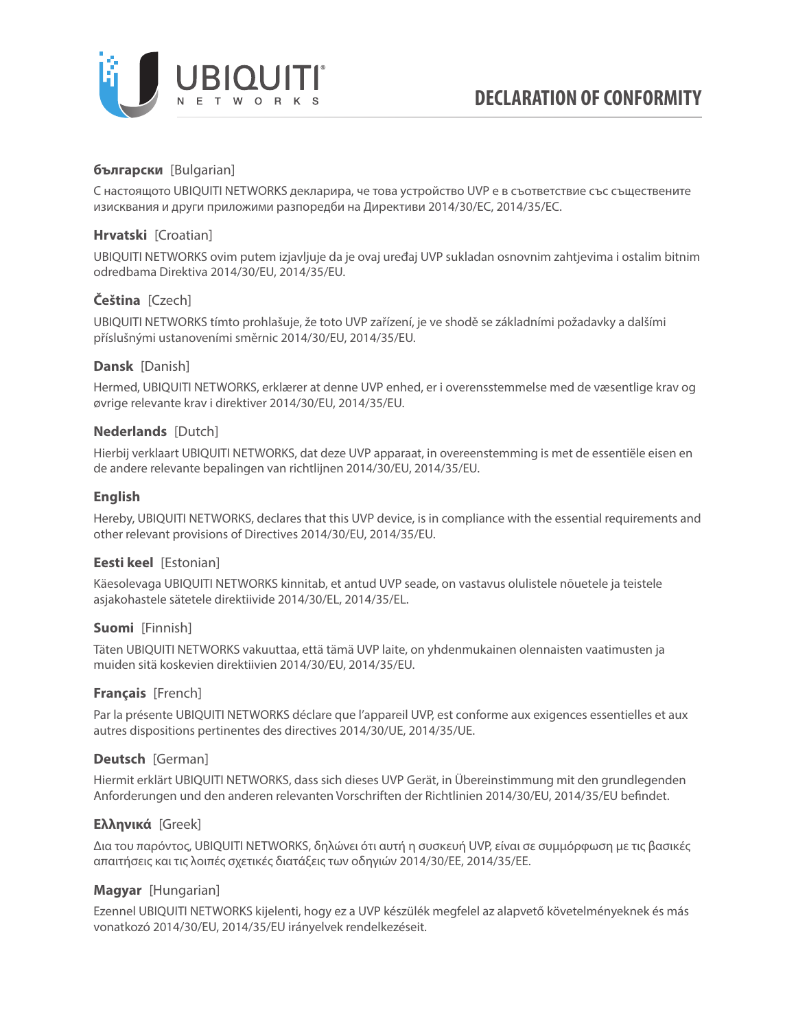# DECLARATION OF CONFORMITY

**български** [Bulgarian]

С настоящото UBIQUITI NETWORKS декларира, че това устройство UVP е в съответствие със съществените изисквания и други приложими разпоредби на Директиви 2014/30/ЕС, 2014/35/ЕС.

**Hrvatski** [Croatian]

UBIQUITI NETWORKS ovim putem izjavljuje da je ovaj uređaj UVP sukladan osnovnim zahtjevima i ostalim bitnim odredbama Direktiva 2014/30/EU, 2014/35/EU.

**Čeština** [Czech]

UBIQUITI NETWORKS tímto prohlašuje, že toto UVP zařízení, je ve shodě se základními požadavky a dalšími příslušnými ustanoveními směrnic 2014/30/EU, 2014/35/EU.

**Dansk** [Danish]

Hermed, UBIQUITI NETWORKS, erklærer at denne UVP enhed, er i overensstemmelse med de væsentlige krav og øvrige relevante krav i direktiver 2014/30/EU, 2014/35/EU.

**Nederlands** [Dutch]

Hierbij verklaart UBIQUITI NETWORKS, dat deze UVP apparaat, in overeenstemming is met de essentiële eisen en de andere relevante bepalingen van richtlijnen 2014/30/EU, 2014/35/EU.

**English**

Hereby, UBIQUITI NETWORKS, declares that this UVP device, is in compliance with the essential requirements and other relevant provisions of Directives 2014/30/EU, 2014/35/EU.

**Eesti keel** [Estonian]

Käesolevaga UBIQUITI NETWORKS kinnitab, et antud UVP seade, on vastavus olulistele nõuetele ja teistele asjakohastele sätetele direktiivide 2014/30/EL, 2014/35/EL.

**Suomi** [Finnish]

Täten UBIQUITI NETWORKS vakuuttaa, että tämä UVP laite, on yhdenmukainen olennaisten vaatimusten ja muiden sitä koskevien direktiivien 2014/30/EU, 2014/35/EU.

**Français** [French]

Par la présente UBIQUITI NETWORKS déclare que l'appareil UVP, est conforme aux exigences essentielles et aux autres dispositions pertinentes des directives 2014/30/UE, 2014/35/UE.

**Deutsch** [German]

Hiermit erklärt UBIQUITI NETWORKS, dass sich dieses UVP Gerät, in Übereinstimmung mit den grundlegenden Anforderungen und den anderen relevanten Vorschriften der Richtlinien 2014/30/EU, 2014/35/EU befindet.

**Ελληνικά** [Greek]

Δια του παρόντος, UBIQUITI NETWORKS, δηλώνει ότι αυτή η συσκευή UVP, είναι σε συμμόρφωση με τις βασικές απαιτήσεις και τις λοιπές σχετικές διατάξεις των οδηγιών 2014/30/EE, 2014/35/EE.

**Magyar** [Hungarian]

Ezennel UBIQUITI NETWORKS kijelenti, hogy ez a UVP készülék megfelel az alapvető követelményeknek és más vonatkozó 2014/30/EU, 2014/35/EU irányelvek rendelkezéseit.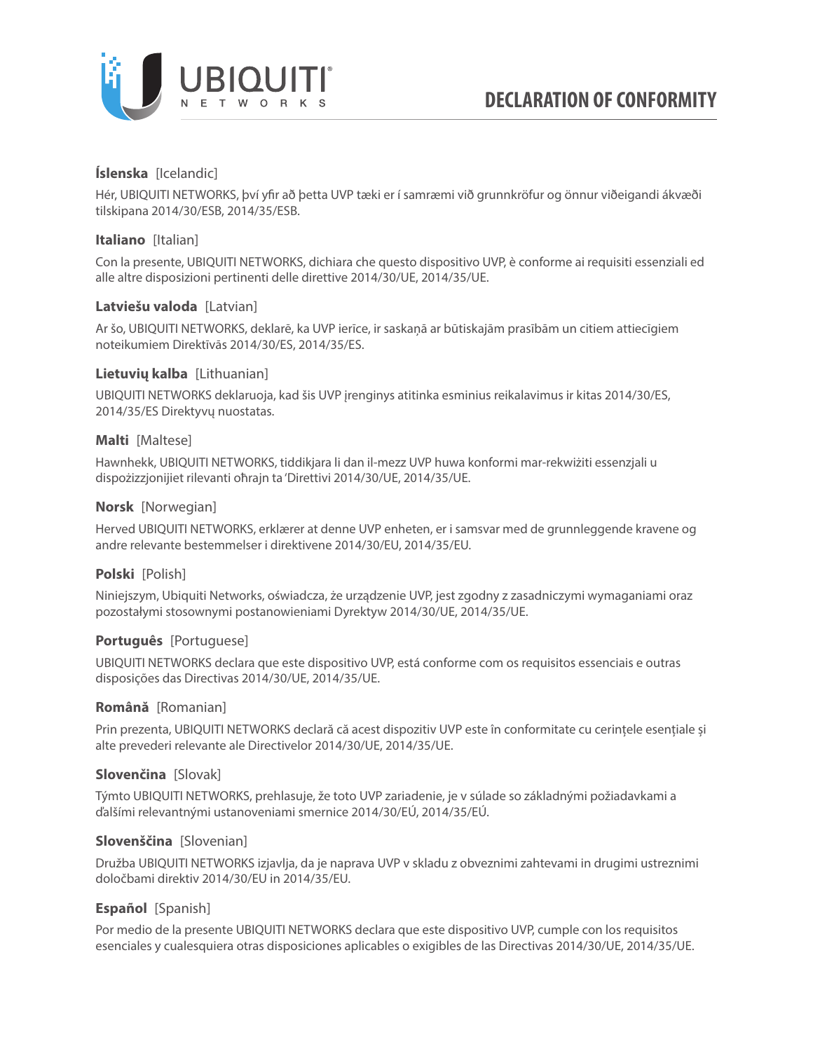# DECLARATION OF CONFORMITY

**Íslenska** [Icelandic]

Hér, UBIQUITI NETWORKS, því yfir að þetta UVP tæki er í samræmi við grunnkröfur og önnur viðeigandi ákvæði tilskipana 2014/30/ESB, 2014/35/ESB.

**Italiano** [Italian]

Con la presente, UBIQUITI NETWORKS, dichiara che questo dispositivo UVP, è conforme ai requisiti essenziali ed alle altre disposizioni pertinenti delle direttive 2014/30/UE, 2014/35/UE.

**Latviešu valoda** [Latvian]

Ar šo, UBIQUITI NETWORKS, deklarē, ka UVP ierīce, ir saskaņā ar būtiskajām prasībām un citiem attiecīgiem noteikumiem Direktīvās 2014/30/ES, 2014/35/ES.

**Lietuvių kalba** [Lithuanian]

UBIQUITI NETWORKS deklaruoja, kad šis UVP įrenginys atitinka esminius reikalavimus ir kitas 2014/30/ES, 2014/35/ES Direktyvų nuostatas.

**Malti** [Maltese]

Hawnhekk, UBIQUITI NETWORKS, tiddikjara li dan il-mezz UVP huwa konformi mar-rekwiżiti essenzjali u dispożizzjonijiet rilevanti oħrajn ta 'Direttivi 2014/30/UE, 2014/35/UE.

**Norsk** [Norwegian]

Herved UBIQUITI NETWORKS, erklærer at denne UVP enheten, er i samsvar med de grunnleggende kravene og andre relevante bestemmelser i direktivene 2014/30/EU, 2014/35/EU.

**Polski** [Polish]

Niniejszym, Ubiquiti Networks, oświadcza, że urządzenie UVP, jest zgodny z zasadniczymi wymaganiami oraz pozostałymi stosownymi postanowieniami Dyrektyw 2014/30/UE, 2014/35/UE.

**Português** [Portuguese]

UBIQUITI NETWORKS declara que este dispositivo UVP, está conforme com os requisitos essenciais e outras disposições das Directivas 2014/30/UE, 2014/35/UE.

**Română** [Romanian]

Prin prezenta, UBIQUITI NETWORKS declară că acest dispozitiv UVP este în conformitate cu cerințele esențiale și alte prevederi relevante ale Directivelor 2014/30/UE, 2014/35/UE.

**Slovenčina** [Slovak]

Týmto UBIQUITI NETWORKS, prehlasuje, že toto UVP zariadenie, je v súlade so základnými požiadavkami a ďalšími relevantnými ustanoveniami smernice 2014/30/EÚ, 2014/35/EÚ.

**Slovenščina** [Slovenian]

Družba UBIQUITI NETWORKS izjavlja, da je naprava UVP v skladu z obveznimi zahtevami in drugimi ustreznimi določbami direktiv 2014/30/EU in 2014/35/EU.

**Español** [Spanish]

Por medio de la presente UBIQUITI NETWORKS declara que este dispositivo UVP, cumple con los requisitos esenciales y cualesquiera otras disposiciones aplicables o exigibles de las Directivas 2014/30/UE, 2014/35/UE.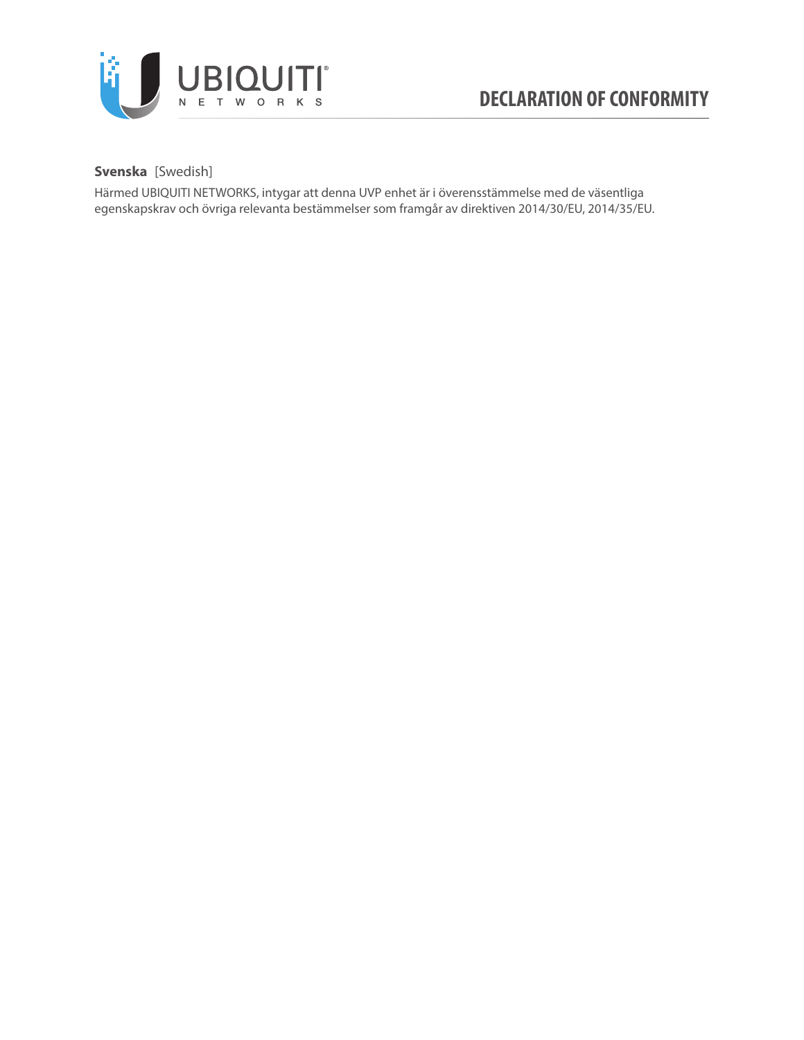**Svenska** [Swedish]

Härmed UBIQUITI NETWORKS, intygar att denna UVP enhet är i överensstämmelse med de väsentliga egenskapskrav och övriga relevanta bestämmelser som framgår av direktiven 2014/30/EU, 2014/35/EU.